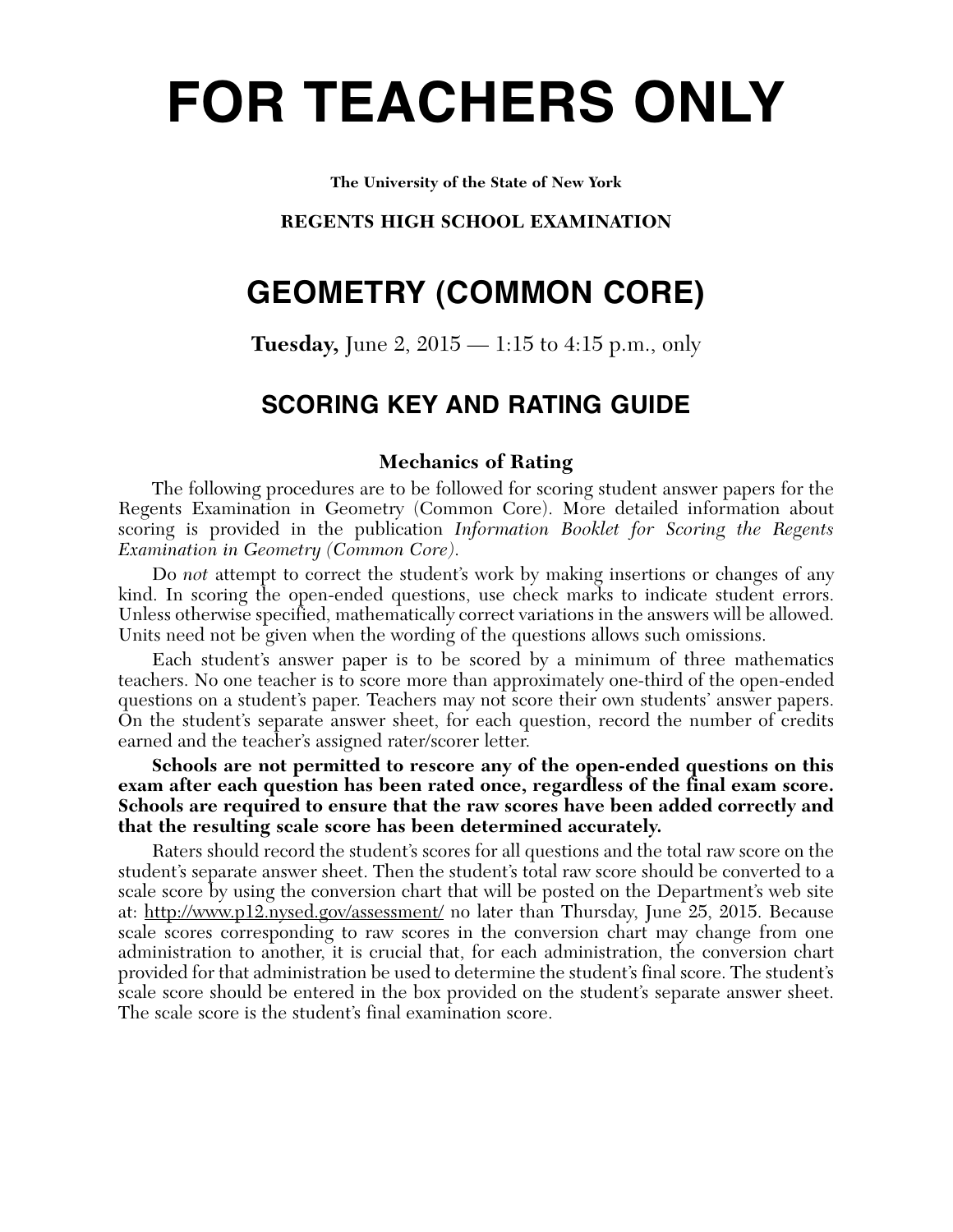# FOR TEACHERS ONLY

**The University of the State of New York**

**REGENTS HIGH SCHOOL EXAMINATION**

## GEOMETRY (COMMON CORE)

**Tuesday,** June 2, 2015 — 1:15 to 4:15 p.m., only

### SCORING KEY AND RATING GUIDE

**Mechanics of Rating**

The following procedures are to be followed for scoring student answer papers for the Regents Examination in Geometry (Common Core). More detailed information about scoring is provided in the publication *Information Booklet for Scoring the Regents Examination in Geometry (Common Core)*.

Do *not* attempt to correct the student's work by making insertions or changes of any kind. In scoring the open-ended questions, use check marks to indicate student errors. Unless otherwise specified, mathematically correct variations in the answers will be allowed. Units need not be given when the wording of the questions allows such omissions.

Each student's answer paper is to be scored by a minimum of three mathematics teachers. No one teacher is to score more than approximately one-third of the open-ended questions on a student's paper. Teachers may not score their own students' answer papers. On the student's separate answer sheet, for each question, record the number of credits earned and the teacher's assigned rater/scorer letter.

**Schools are not permitted to rescore any of the open-ended questions on this exam after each question has been rated once, regardless of the final exam score. Schools are required to ensure that the raw scores have been added correctly and that the resulting scale score has been determined accurately.**

Raters should record the student's scores for all questions and the total raw score on the student's separate answer sheet. Then the student's total raw score should be converted to a scale score by using the conversion chart that will be posted on the Department's web site at: http://www.p12.nysed.gov/assessment/ no later than Thursday, June 25, 2015. Because scale scores corresponding to raw scores in the conversion chart may change from one administration to another, it is crucial that, for each administration, the conversion chart provided for that administration be used to determine the student's final score. The student's scale score should be entered in the box provided on the student's separate answer sheet. The scale score is the student's final examination score.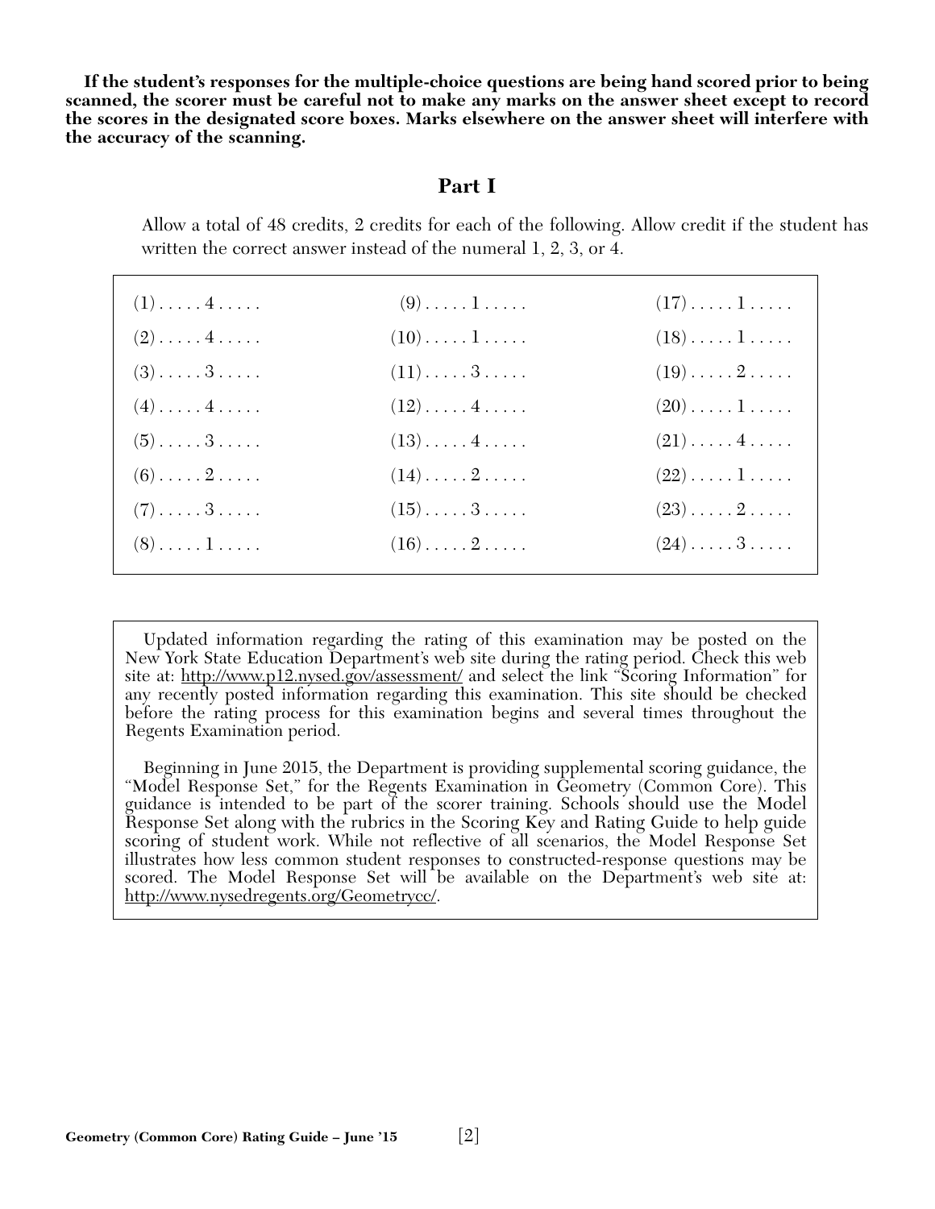**If the student's responses for the multiple-choice questions are being hand scored prior to being scanned, the scorer must be careful not to make any marks on the answer sheet except to record the scores in the designated score boxes. Marks elsewhere on the answer sheet will interfere with the accuracy of the scanning.**

## Part I

Allow a total of 48 credits, 2 credits for each of the following. Allow credit if the student has written the correct answer instead of the numeral 1, 2, 3, or 4.

| | | |
|---|---|---|
| (1) . . . . . 4 . . . . . | (9) . . . . . 1 . . . . . | (17) . . . . . 1 . . . . . |
| (2) . . . . . 4 . . . . . | (10) . . . . . 1 . . . . . | (18) . . . . . 1 . . . . . |
| (3) . . . . . 3 . . . . . | (11) . . . . . 3 . . . . . | (19) . . . . . 2 . . . . . |
| (4) . . . . . 4 . . . . . | (12) . . . . . 4 . . . . . | (20) . . . . . 1 . . . . . |
| (5) . . . . . 3 . . . . . | (13) . . . . . 4 . . . . . | (21) . . . . . 4 . . . . . |
| (6) . . . . . 2 . . . . . | (14) . . . . . 2 . . . . . | (22) . . . . . 1 . . . . . |
| (7) . . . . . 3 . . . . . | (15) . . . . . 3 . . . . . | (23) . . . . . 2 . . . . . |
| (8) . . . . . 1 . . . . . | (16) . . . . . 2 . . . . . | (24) . . . . . 3 . . . . . |

Updated information regarding the rating of this examination may be posted on the New York State Education Department's web site during the rating period. Check this web site at: http://www.p12.nysed.gov/assessment/ and select the link "Scoring Information" for any recently posted information regarding this examination. This site should be checked before the rating process for this examination begins and several times throughout the Regents Examination period.

Beginning in June 2015, the Department is providing supplemental scoring guidance, the "Model Response Set," for the Regents Examination in Geometry (Common Core). This guidance is intended to be part of the scorer training. Schools should use the Model Response Set along with the rubrics in the Scoring Key and Rating Guide to help guide scoring of student work. While not reflective of all scenarios, the Model Response Set illustrates how less common student responses to constructed-response questions may be scored. The Model Response Set will be available on the Department's web site at: http://www.nysedregents.org/Geometrycc/.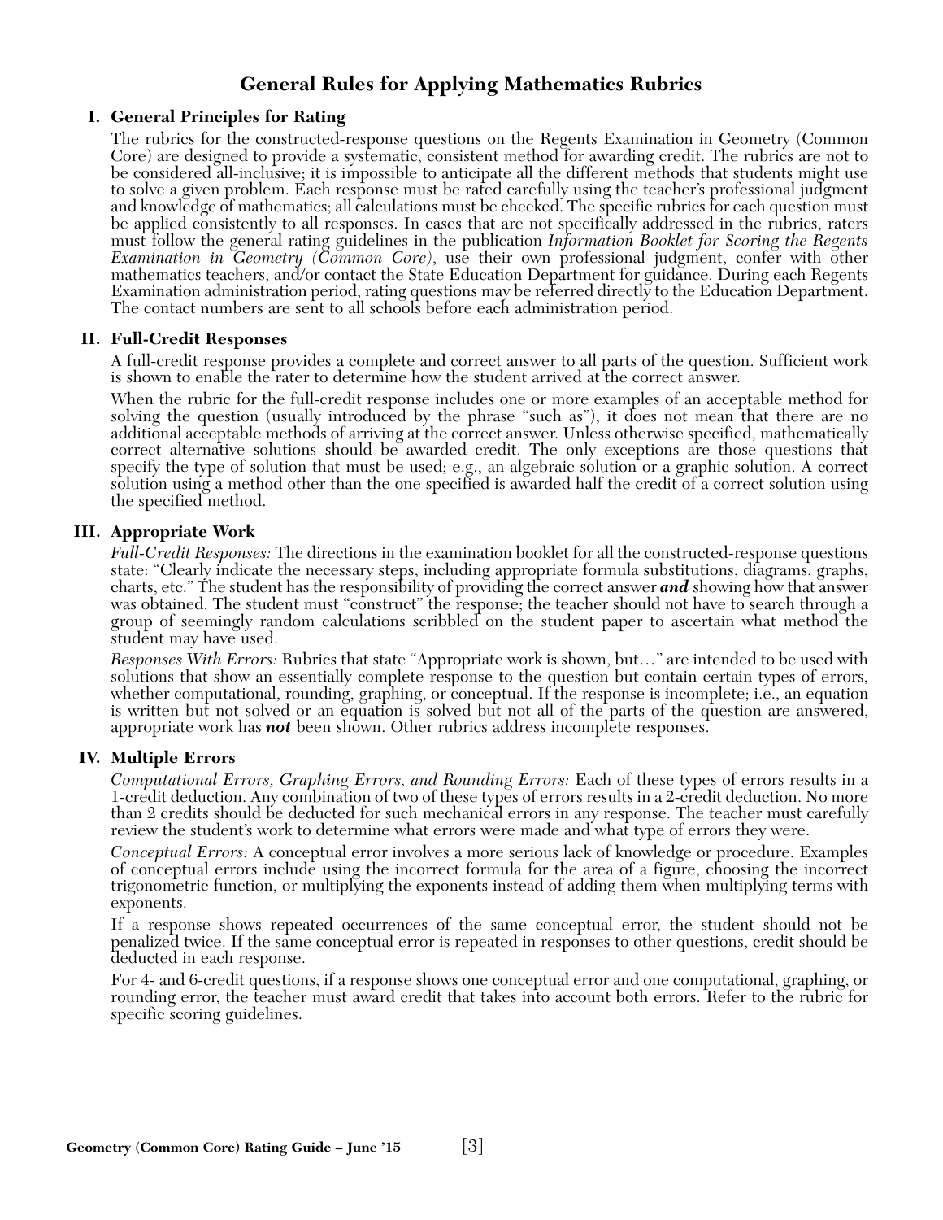# General Rules for Applying Mathematics Rubrics

## I. General Principles for Rating

The rubrics for the constructed-response questions on the Regents Examination in Geometry (Common Core) are designed to provide a systematic, consistent method for awarding credit. The rubrics are not to be considered all-inclusive; it is impossible to anticipate all the different methods that students might use to solve a given problem. Each response must be rated carefully using the teacher's professional judgment and knowledge of mathematics; all calculations must be checked. The specific rubrics for each question must be applied consistently to all responses. In cases that are not specifically addressed in the rubrics, raters must follow the general rating guidelines in the publication *Information Booklet for Scoring the Regents Examination in Geometry (Common Core)*, use their own professional judgment, confer with other mathematics teachers, and/or contact the State Education Department for guidance. During each Regents Examination administration period, rating questions may be referred directly to the Education Department. The contact numbers are sent to all schools before each administration period.

## II. Full-Credit Responses

A full-credit response provides a complete and correct answer to all parts of the question. Sufficient work is shown to enable the rater to determine how the student arrived at the correct answer.

When the rubric for the full-credit response includes one or more examples of an acceptable method for solving the question (usually introduced by the phrase "such as"), it does not mean that there are no additional acceptable methods of arriving at the correct answer. Unless otherwise specified, mathematically correct alternative solutions should be awarded credit. The only exceptions are those questions that specify the type of solution that must be used; e.g., an algebraic solution or a graphic solution. A correct solution using a method other than the one specified is awarded half the credit of a correct solution using the specified method.

## III. Appropriate Work

*Full-Credit Responses:* The directions in the examination booklet for all the constructed-response questions state: "Clearly indicate the necessary steps, including appropriate formula substitutions, diagrams, graphs, charts, etc." The student has the responsibility of providing the correct answer ***and*** showing how that answer was obtained. The student must "construct" the response; the teacher should not have to search through a group of seemingly random calculations scribbled on the student paper to ascertain what method the student may have used.

*Responses With Errors:* Rubrics that state "Appropriate work is shown, but…" are intended to be used with solutions that show an essentially complete response to the question but contain certain types of errors, whether computational, rounding, graphing, or conceptual. If the response is incomplete; i.e., an equation is written but not solved or an equation is solved but not all of the parts of the question are answered, appropriate work has ***not*** been shown. Other rubrics address incomplete responses.

## IV. Multiple Errors

*Computational Errors, Graphing Errors, and Rounding Errors:* Each of these types of errors results in a 1-credit deduction. Any combination of two of these types of errors results in a 2-credit deduction. No more than 2 credits should be deducted for such mechanical errors in any response. The teacher must carefully review the student's work to determine what errors were made and what type of errors they were.

*Conceptual Errors:* A conceptual error involves a more serious lack of knowledge or procedure. Examples of conceptual errors include using the incorrect formula for the area of a figure, choosing the incorrect trigonometric function, or multiplying the exponents instead of adding them when multiplying terms with exponents.

If a response shows repeated occurrences of the same conceptual error, the student should not be penalized twice. If the same conceptual error is repeated in responses to other questions, credit should be deducted in each response.

For 4- and 6-credit questions, if a response shows one conceptual error and one computational, graphing, or rounding error, the teacher must award credit that takes into account both errors. Refer to the rubric for specific scoring guidelines.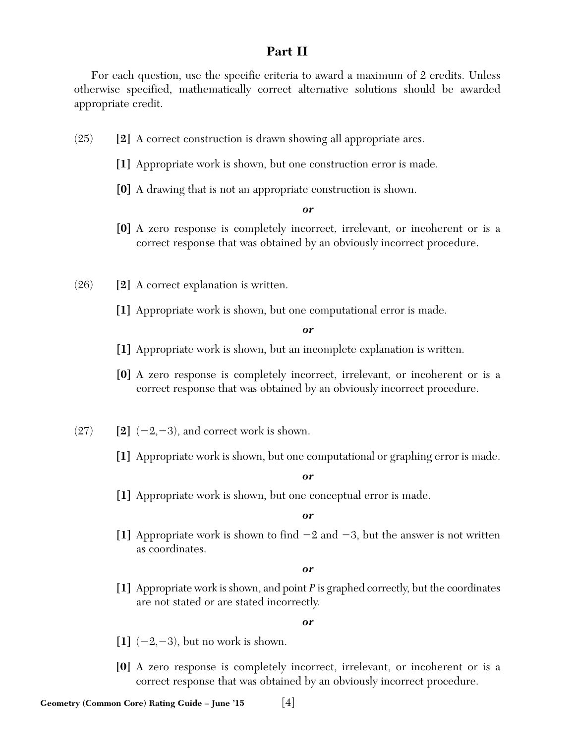## Part II

For each question, use the specific criteria to award a maximum of 2 credits. Unless otherwise specified, mathematically correct alternative solutions should be awarded appropriate credit.

(25) **[2]** A correct construction is drawn showing all appropriate arcs.

**[1]** Appropriate work is shown, but one construction error is made.

**[0]** A drawing that is not an appropriate construction is shown.

***or***

**[0]** A zero response is completely incorrect, irrelevant, or incoherent or is a correct response that was obtained by an obviously incorrect procedure.

(26) **[2]** A correct explanation is written.

**[1]** Appropriate work is shown, but one computational error is made.

***or***

**[1]** Appropriate work is shown, but an incomplete explanation is written.

**[0]** A zero response is completely incorrect, irrelevant, or incoherent or is a correct response that was obtained by an obviously incorrect procedure.

(27) **[2]** $(-2,-3)$, and correct work is shown.

**[1]** Appropriate work is shown, but one computational or graphing error is made.

***or***

**[1]** Appropriate work is shown, but one conceptual error is made.

***or***

**[1]** Appropriate work is shown to find $-2$ and $-3$, but the answer is not written as coordinates.

***or***

**[1]** Appropriate work is shown, and point $P$ is graphed correctly, but the coordinates are not stated or are stated incorrectly.

***or***

**[1]** $(-2,-3)$, but no work is shown.

**[0]** A zero response is completely incorrect, irrelevant, or incoherent or is a correct response that was obtained by an obviously incorrect procedure.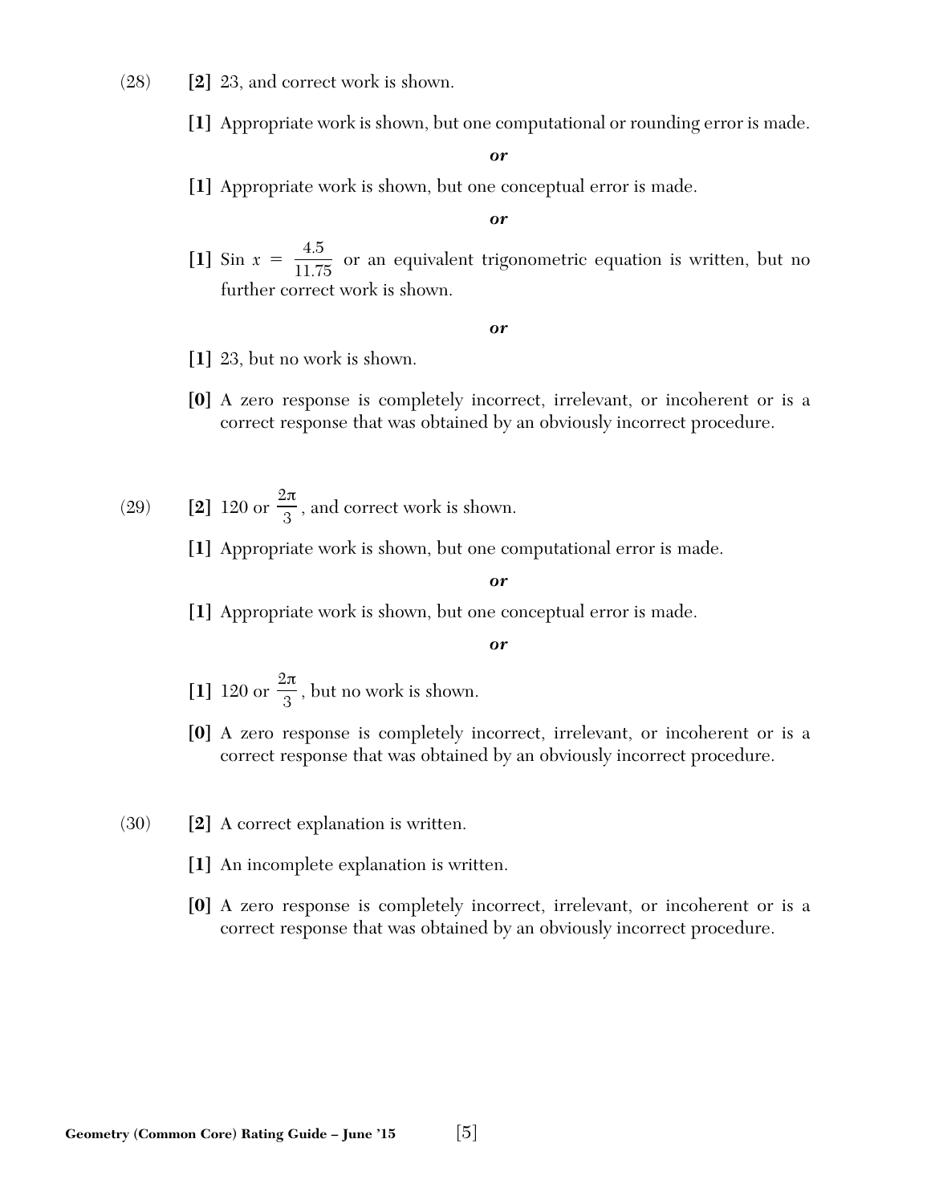(28) **[2]** 23, and correct work is shown.

**[1]** Appropriate work is shown, but one computational or rounding error is made.

***or***

**[1]** Appropriate work is shown, but one conceptual error is made.

***or***

**[1]** Sin $x = \frac{4.5}{11.75}$ or an equivalent trigonometric equation is written, but no further correct work is shown.

***or***

**[1]** 23, but no work is shown.

**[0]** A zero response is completely incorrect, irrelevant, or incoherent or is a correct response that was obtained by an obviously incorrect procedure.

(29) **[2]** 120 or $\frac{2\pi}{3}$, and correct work is shown.

**[1]** Appropriate work is shown, but one computational error is made.

***or***

**[1]** Appropriate work is shown, but one conceptual error is made.

***or***

**[1]** 120 or $\frac{2\pi}{3}$, but no work is shown.

**[0]** A zero response is completely incorrect, irrelevant, or incoherent or is a correct response that was obtained by an obviously incorrect procedure.

(30) **[2]** A correct explanation is written.

**[1]** An incomplete explanation is written.

**[0]** A zero response is completely incorrect, irrelevant, or incoherent or is a correct response that was obtained by an obviously incorrect procedure.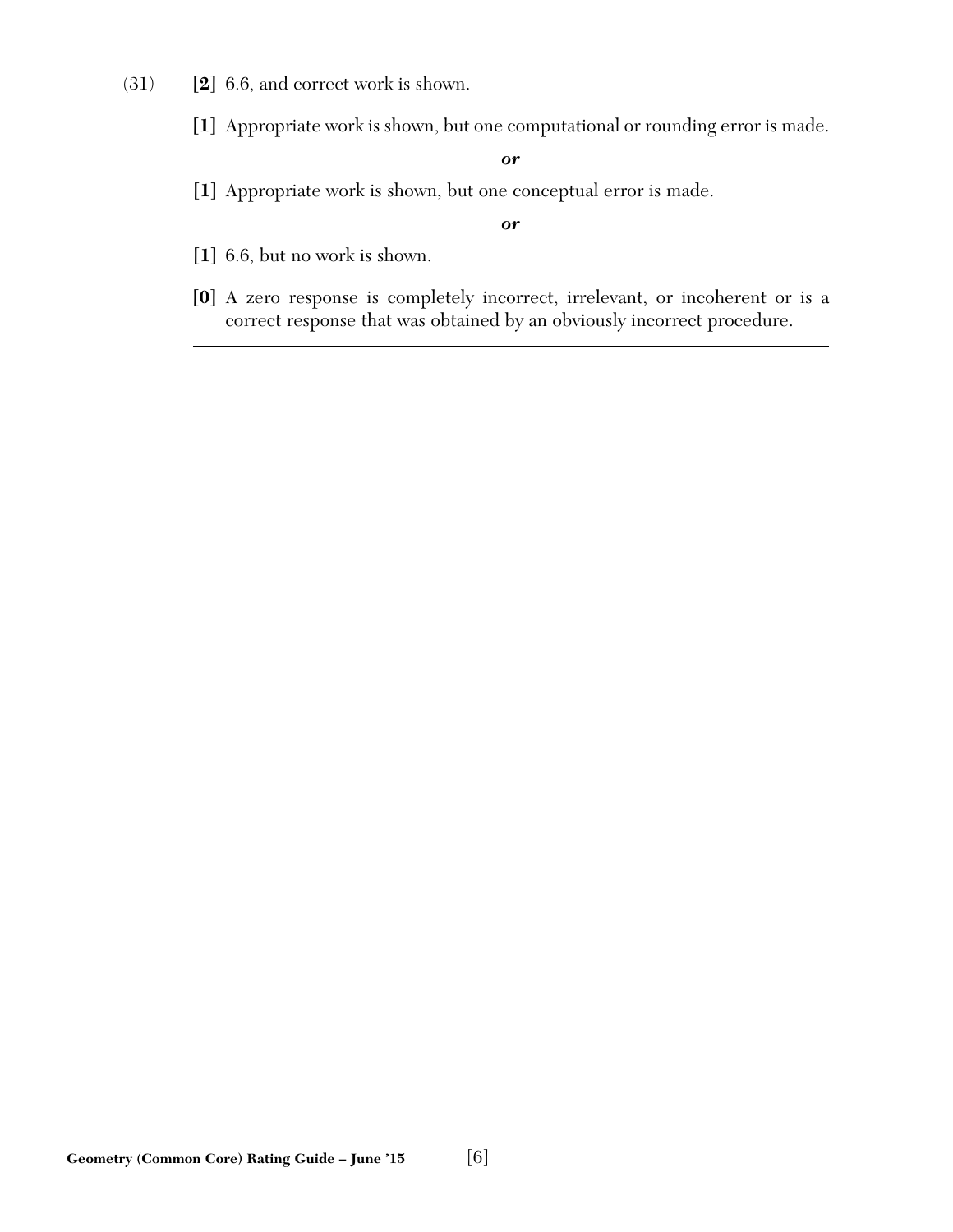(31) **[2]** 6.6, and correct work is shown.

**[1]** Appropriate work is shown, but one computational or rounding error is made.

***or***

**[1]** Appropriate work is shown, but one conceptual error is made.

***or***

**[1]** 6.6, but no work is shown.

**[0]** A zero response is completely incorrect, irrelevant, or incoherent or is a correct response that was obtained by an obviously incorrect procedure.

---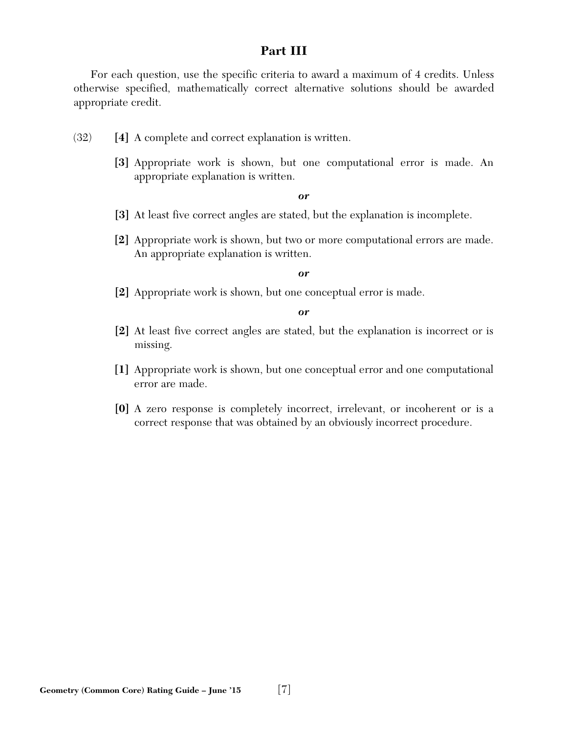## Part III

For each question, use the specific criteria to award a maximum of 4 credits. Unless otherwise specified, mathematically correct alternative solutions should be awarded appropriate credit.

(32) **[4]** A complete and correct explanation is written.

**[3]** Appropriate work is shown, but one computational error is made. An appropriate explanation is written.

***or***

**[3]** At least five correct angles are stated, but the explanation is incomplete.

**[2]** Appropriate work is shown, but two or more computational errors are made. An appropriate explanation is written.

***or***

**[2]** Appropriate work is shown, but one conceptual error is made.

***or***

**[2]** At least five correct angles are stated, but the explanation is incorrect or is missing.

**[1]** Appropriate work is shown, but one conceptual error and one computational error are made.

**[0]** A zero response is completely incorrect, irrelevant, or incoherent or is a correct response that was obtained by an obviously incorrect procedure.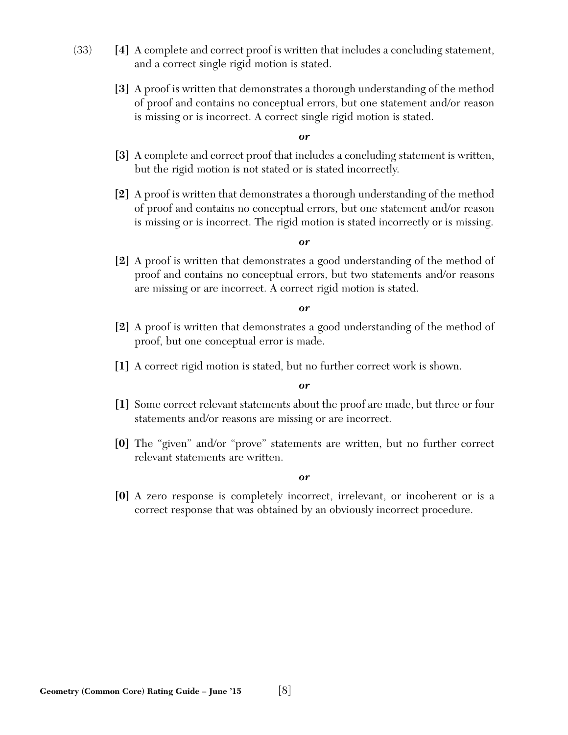(33) **[4]** A complete and correct proof is written that includes a concluding statement, and a correct single rigid motion is stated.

**[3]** A proof is written that demonstrates a thorough understanding of the method of proof and contains no conceptual errors, but one statement and/or reason is missing or is incorrect. A correct single rigid motion is stated.

***or***

**[3]** A complete and correct proof that includes a concluding statement is written, but the rigid motion is not stated or is stated incorrectly.

**[2]** A proof is written that demonstrates a thorough understanding of the method of proof and contains no conceptual errors, but one statement and/or reason is missing or is incorrect. The rigid motion is stated incorrectly or is missing.

***or***

**[2]** A proof is written that demonstrates a good understanding of the method of proof and contains no conceptual errors, but two statements and/or reasons are missing or are incorrect. A correct rigid motion is stated.

***or***

**[2]** A proof is written that demonstrates a good understanding of the method of proof, but one conceptual error is made.

**[1]** A correct rigid motion is stated, but no further correct work is shown.

***or***

**[1]** Some correct relevant statements about the proof are made, but three or four statements and/or reasons are missing or are incorrect.

**[0]** The "given" and/or "prove" statements are written, but no further correct relevant statements are written.

***or***

**[0]** A zero response is completely incorrect, irrelevant, or incoherent or is a correct response that was obtained by an obviously incorrect procedure.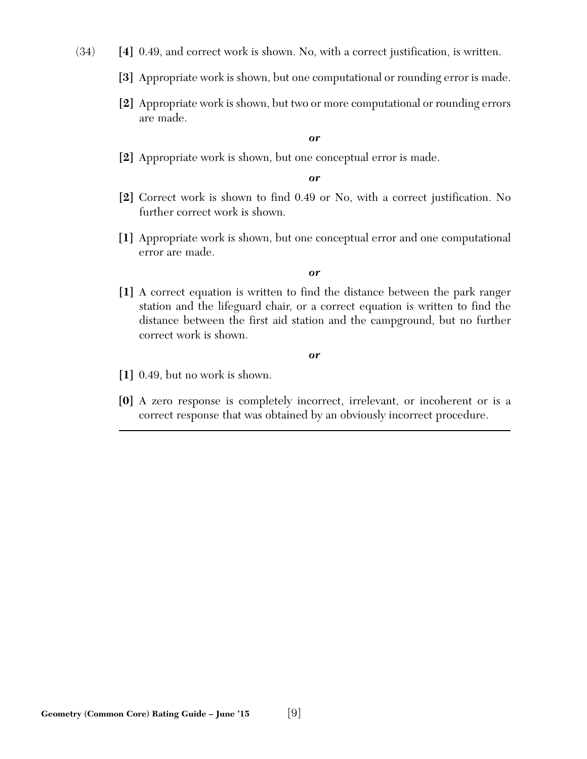(34) **[4]** 0.49, and correct work is shown. No, with a correct justification, is written.

**[3]** Appropriate work is shown, but one computational or rounding error is made.

**[2]** Appropriate work is shown, but two or more computational or rounding errors are made.

***or***

**[2]** Appropriate work is shown, but one conceptual error is made.

***or***

**[2]** Correct work is shown to find 0.49 or No, with a correct justification. No further correct work is shown.

**[1]** Appropriate work is shown, but one conceptual error and one computational error are made.

***or***

**[1]** A correct equation is written to find the distance between the park ranger station and the lifeguard chair, or a correct equation is written to find the distance between the first aid station and the campground, but no further correct work is shown.

***or***

**[1]** 0.49, but no work is shown.

**[0]** A zero response is completely incorrect, irrelevant, or incoherent or is a correct response that was obtained by an obviously incorrect procedure.

---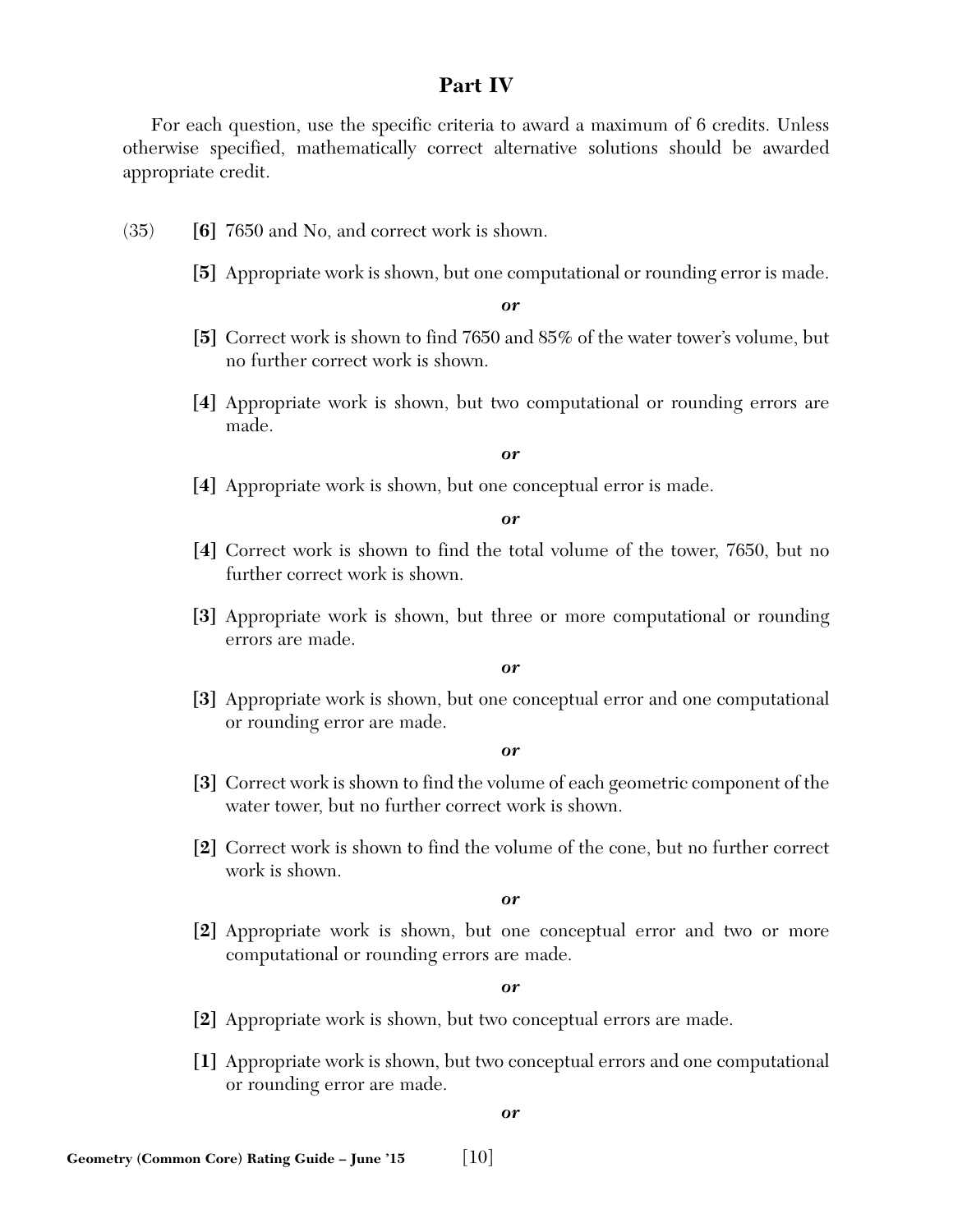## Part IV

For each question, use the specific criteria to award a maximum of 6 credits. Unless otherwise specified, mathematically correct alternative solutions should be awarded appropriate credit.

(35) **[6]** 7650 and No, and correct work is shown.

**[5]** Appropriate work is shown, but one computational or rounding error is made.

***or***

**[5]** Correct work is shown to find 7650 and 85% of the water tower's volume, but no further correct work is shown.

**[4]** Appropriate work is shown, but two computational or rounding errors are made.

***or***

**[4]** Appropriate work is shown, but one conceptual error is made.

***or***

**[4]** Correct work is shown to find the total volume of the tower, 7650, but no further correct work is shown.

**[3]** Appropriate work is shown, but three or more computational or rounding errors are made.

***or***

**[3]** Appropriate work is shown, but one conceptual error and one computational or rounding error are made.

***or***

**[3]** Correct work is shown to find the volume of each geometric component of the water tower, but no further correct work is shown.

**[2]** Correct work is shown to find the volume of the cone, but no further correct work is shown.

***or***

**[2]** Appropriate work is shown, but one conceptual error and two or more computational or rounding errors are made.

***or***

**[2]** Appropriate work is shown, but two conceptual errors are made.

**[1]** Appropriate work is shown, but two conceptual errors and one computational or rounding error are made.

***or***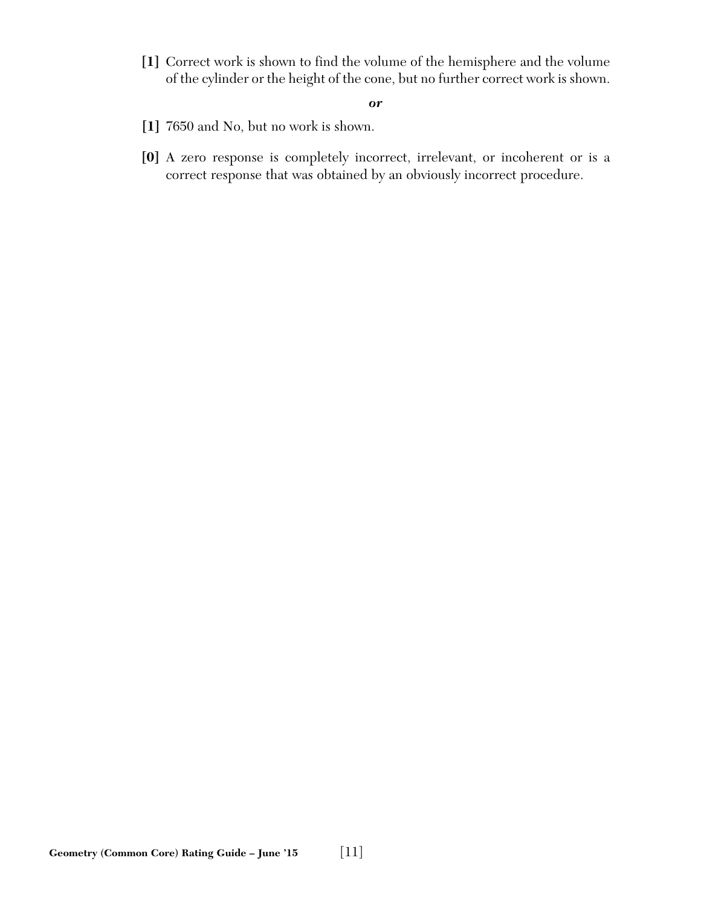[1] Correct work is shown to find the volume of the hemisphere and the volume of the cylinder or the height of the cone, but no further correct work is shown.

*or*

[1] 7650 and No, but no work is shown.

[0] A zero response is completely incorrect, irrelevant, or incoherent or is a correct response that was obtained by an obviously incorrect procedure.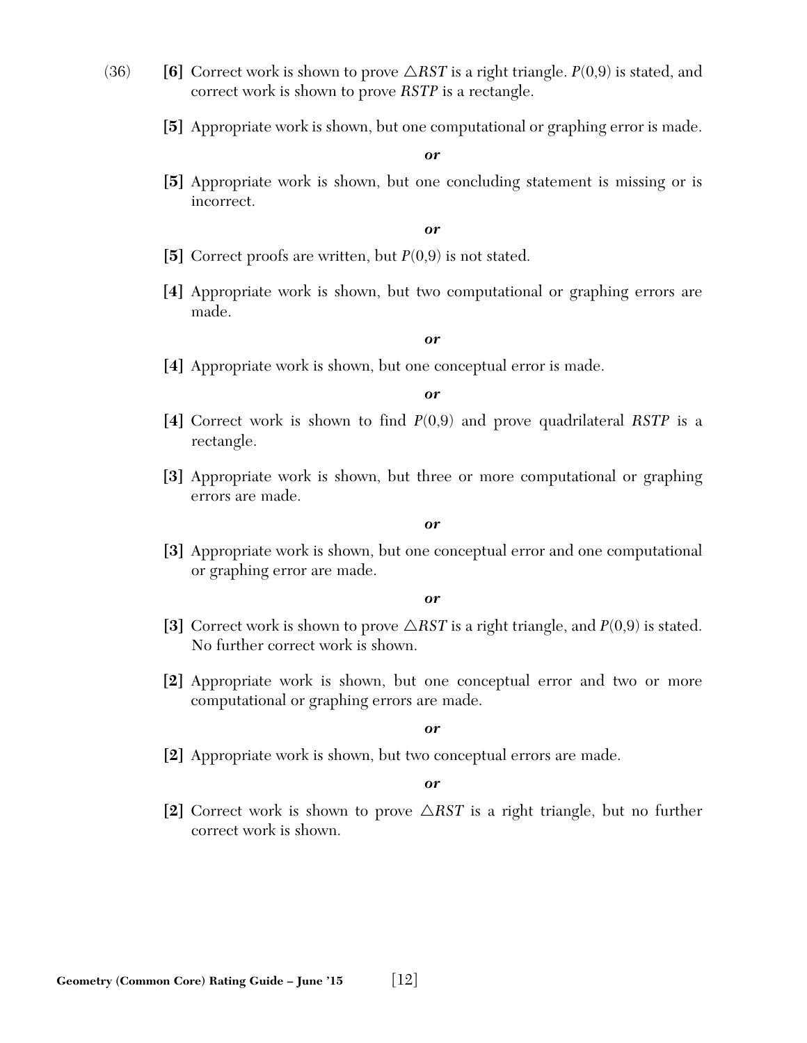(36) **[6]** Correct work is shown to prove $\triangle RST$ is a right triangle. $P(0,9)$ is stated, and correct work is shown to prove *RSTP* is a rectangle.

**[5]** Appropriate work is shown, but one computational or graphing error is made.

***or***

**[5]** Appropriate work is shown, but one concluding statement is missing or is incorrect.

***or***

**[5]** Correct proofs are written, but $P(0,9)$ is not stated.

**[4]** Appropriate work is shown, but two computational or graphing errors are made.

***or***

**[4]** Appropriate work is shown, but one conceptual error is made.

***or***

**[4]** Correct work is shown to find $P(0,9)$ and prove quadrilateral *RSTP* is a rectangle.

**[3]** Appropriate work is shown, but three or more computational or graphing errors are made.

***or***

**[3]** Appropriate work is shown, but one conceptual error and one computational or graphing error are made.

***or***

**[3]** Correct work is shown to prove $\triangle RST$ is a right triangle, and $P(0,9)$ is stated. No further correct work is shown.

**[2]** Appropriate work is shown, but one conceptual error and two or more computational or graphing errors are made.

***or***

**[2]** Appropriate work is shown, but two conceptual errors are made.

***or***

**[2]** Correct work is shown to prove $\triangle RST$ is a right triangle, but no further correct work is shown.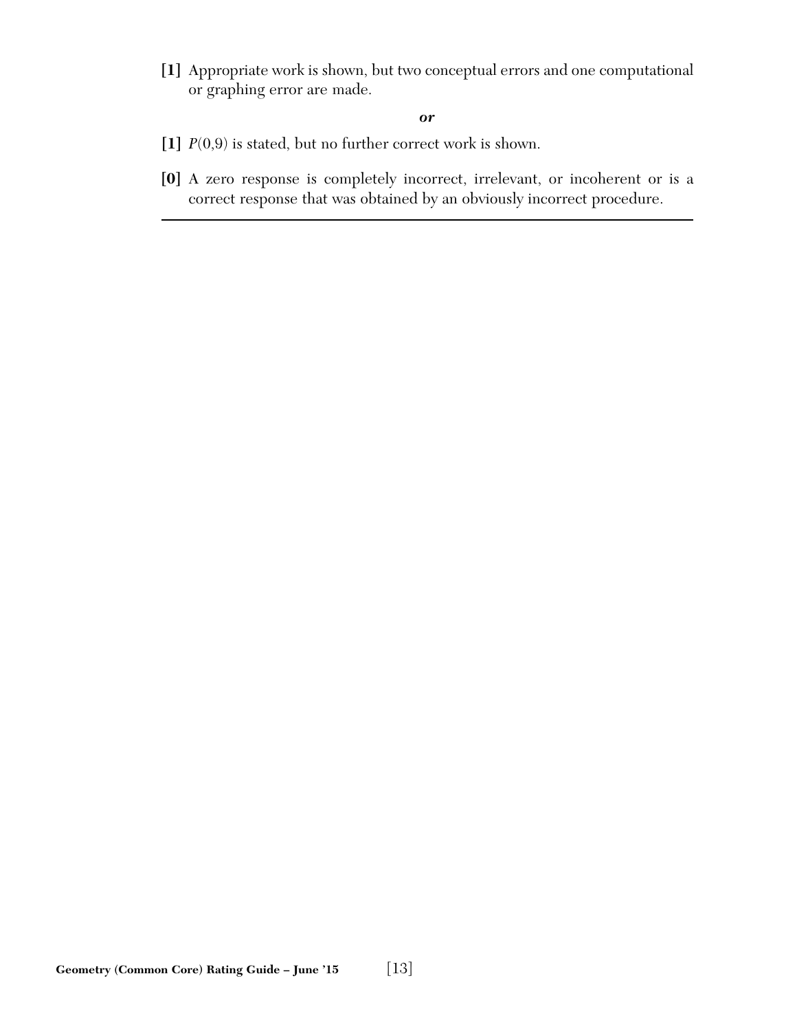**[1]** Appropriate work is shown, but two conceptual errors and one computational or graphing error are made.

***or***

**[1]** $P(0,9)$ is stated, but no further correct work is shown.

**[0]** A zero response is completely incorrect, irrelevant, or incoherent or is a correct response that was obtained by an obviously incorrect procedure.

---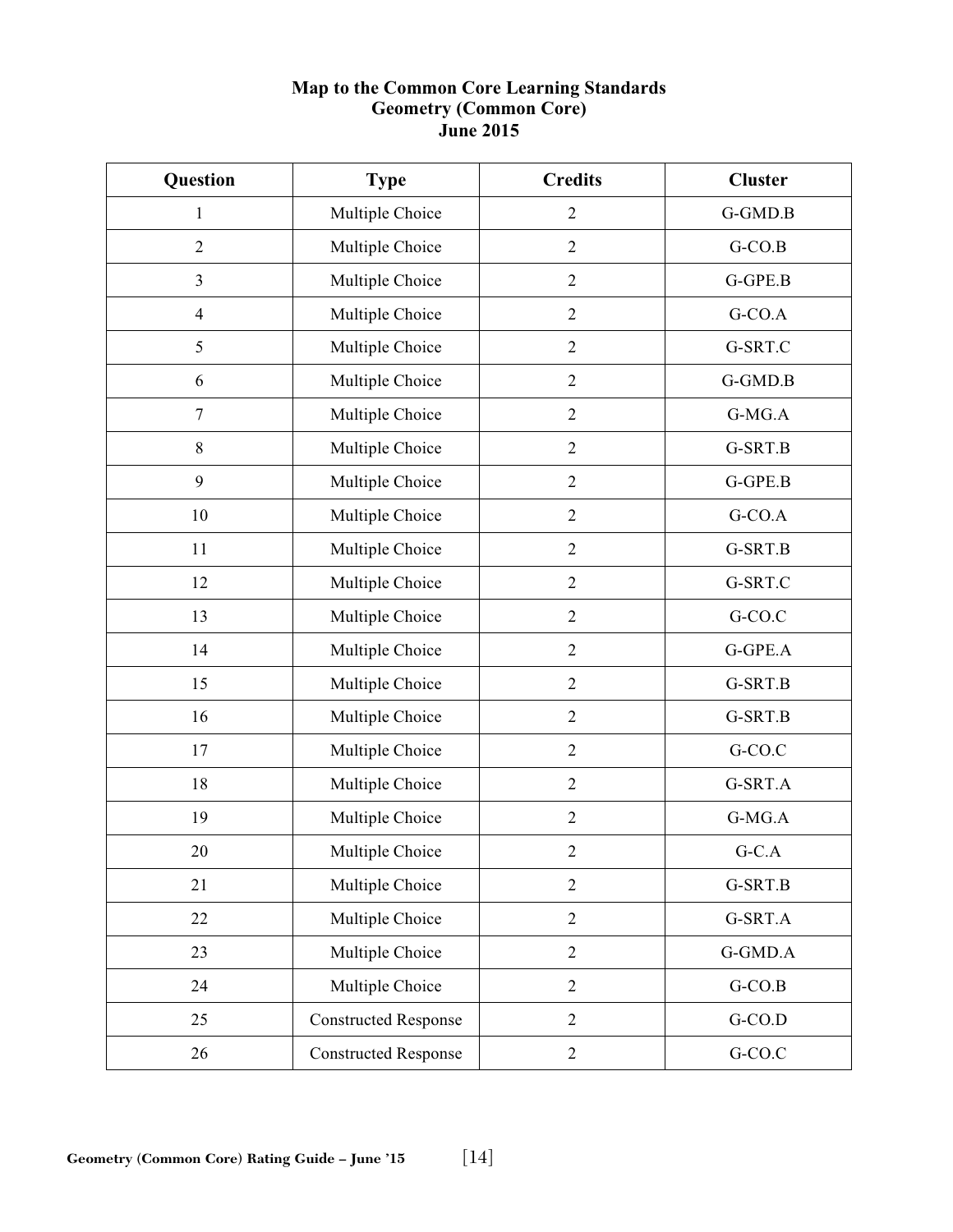**Map to the Common Core Learning Standards**
**Geometry (Common Core)**
**June 2015**

| Question | Type | Credits | Cluster |
|---|---|---|---|
| 1 | Multiple Choice | 2 | G-GMD.B |
| 2 | Multiple Choice | 2 | G-CO.B |
| 3 | Multiple Choice | 2 | G-GPE.B |
| 4 | Multiple Choice | 2 | G-CO.A |
| 5 | Multiple Choice | 2 | G-SRT.C |
| 6 | Multiple Choice | 2 | G-GMD.B |
| 7 | Multiple Choice | 2 | G-MG.A |
| 8 | Multiple Choice | 2 | G-SRT.B |
| 9 | Multiple Choice | 2 | G-GPE.B |
| 10 | Multiple Choice | 2 | G-CO.A |
| 11 | Multiple Choice | 2 | G-SRT.B |
| 12 | Multiple Choice | 2 | G-SRT.C |
| 13 | Multiple Choice | 2 | G-CO.C |
| 14 | Multiple Choice | 2 | G-GPE.A |
| 15 | Multiple Choice | 2 | G-SRT.B |
| 16 | Multiple Choice | 2 | G-SRT.B |
| 17 | Multiple Choice | 2 | G-CO.C |
| 18 | Multiple Choice | 2 | G-SRT.A |
| 19 | Multiple Choice | 2 | G-MG.A |
| 20 | Multiple Choice | 2 | G-C.A |
| 21 | Multiple Choice | 2 | G-SRT.B |
| 22 | Multiple Choice | 2 | G-SRT.A |
| 23 | Multiple Choice | 2 | G-GMD.A |
| 24 | Multiple Choice | 2 | G-CO.B |
| 25 | Constructed Response | 2 | G-CO.D |
| 26 | Constructed Response | 2 | G-CO.C |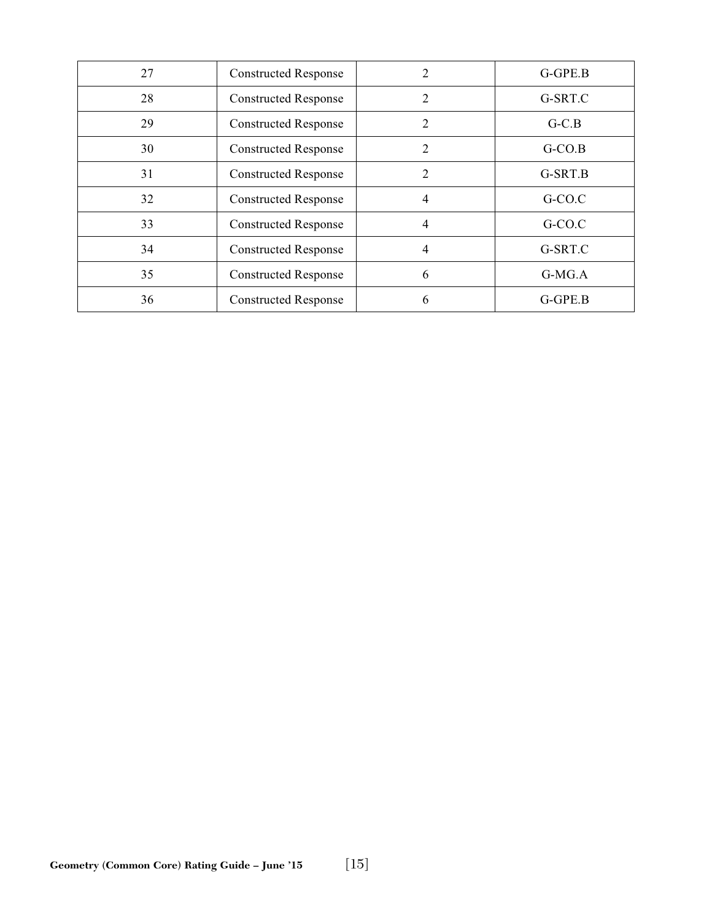| 27 | Constructed Response | 2 | G-GPE.B |
|---|---|---|---|
| 28 | Constructed Response | 2 | G-SRT.C |
| 29 | Constructed Response | 2 | G-C.B |
| 30 | Constructed Response | 2 | G-CO.B |
| 31 | Constructed Response | 2 | G-SRT.B |
| 32 | Constructed Response | 4 | G-CO.C |
| 33 | Constructed Response | 4 | G-CO.C |
| 34 | Constructed Response | 4 | G-SRT.C |
| 35 | Constructed Response | 6 | G-MG.A |
| 36 | Constructed Response | 6 | G-GPE.B |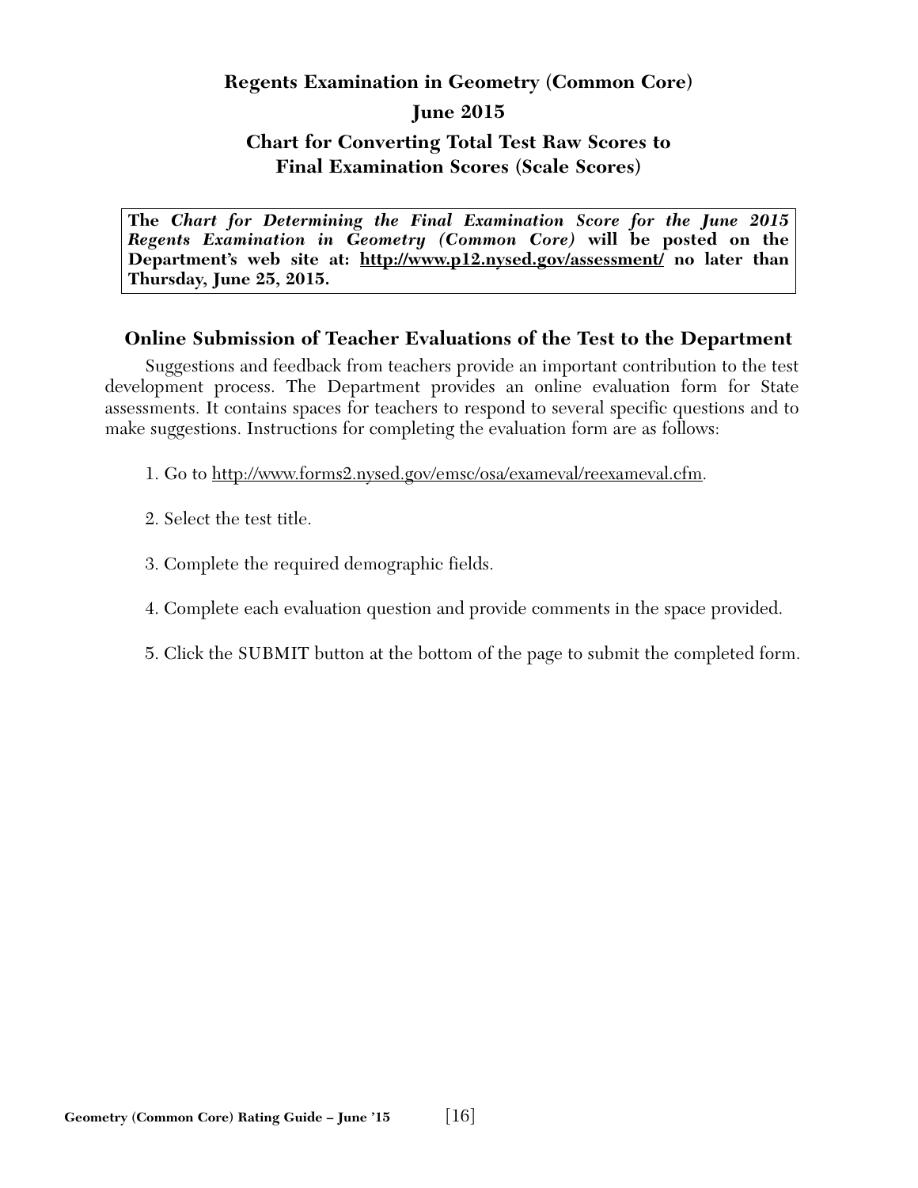## Regents Examination in Geometry (Common Core)

## June 2015

## Chart for Converting Total Test Raw Scores to Final Examination Scores (Scale Scores)

**The *Chart for Determining the Final Examination Score for the June 2015 Regents Examination in Geometry (Common Core)* will be posted on the Department's web site at: http://www.p12.nysed.gov/assessment/ no later than Thursday, June 25, 2015.**

### Online Submission of Teacher Evaluations of the Test to the Department

Suggestions and feedback from teachers provide an important contribution to the test development process. The Department provides an online evaluation form for State assessments. It contains spaces for teachers to respond to several specific questions and to make suggestions. Instructions for completing the evaluation form are as follows:

1. Go to http://www.forms2.nysed.gov/emsc/osa/exameval/reexameval.cfm.

2. Select the test title.

3. Complete the required demographic fields.

4. Complete each evaluation question and provide comments in the space provided.

5. Click the SUBMIT button at the bottom of the page to submit the completed form.